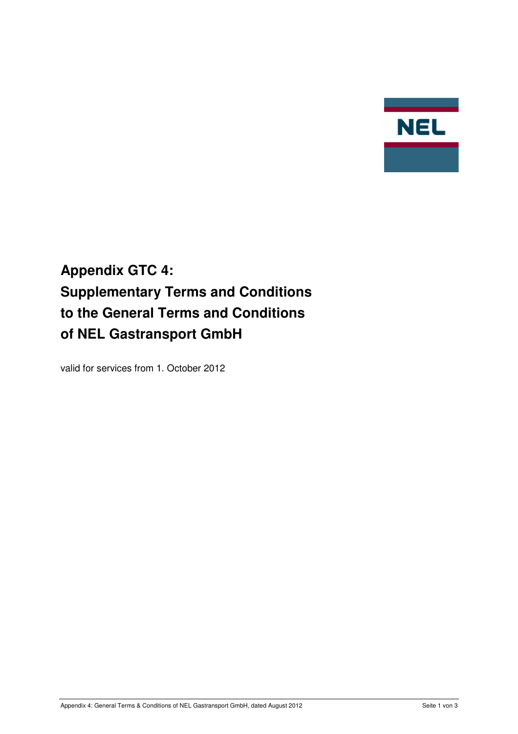# Appendix GTC 4: Supplementary Terms and Conditions to the General Terms and Conditions of NEL Gastransport GmbH

valid for services from 1. October 2012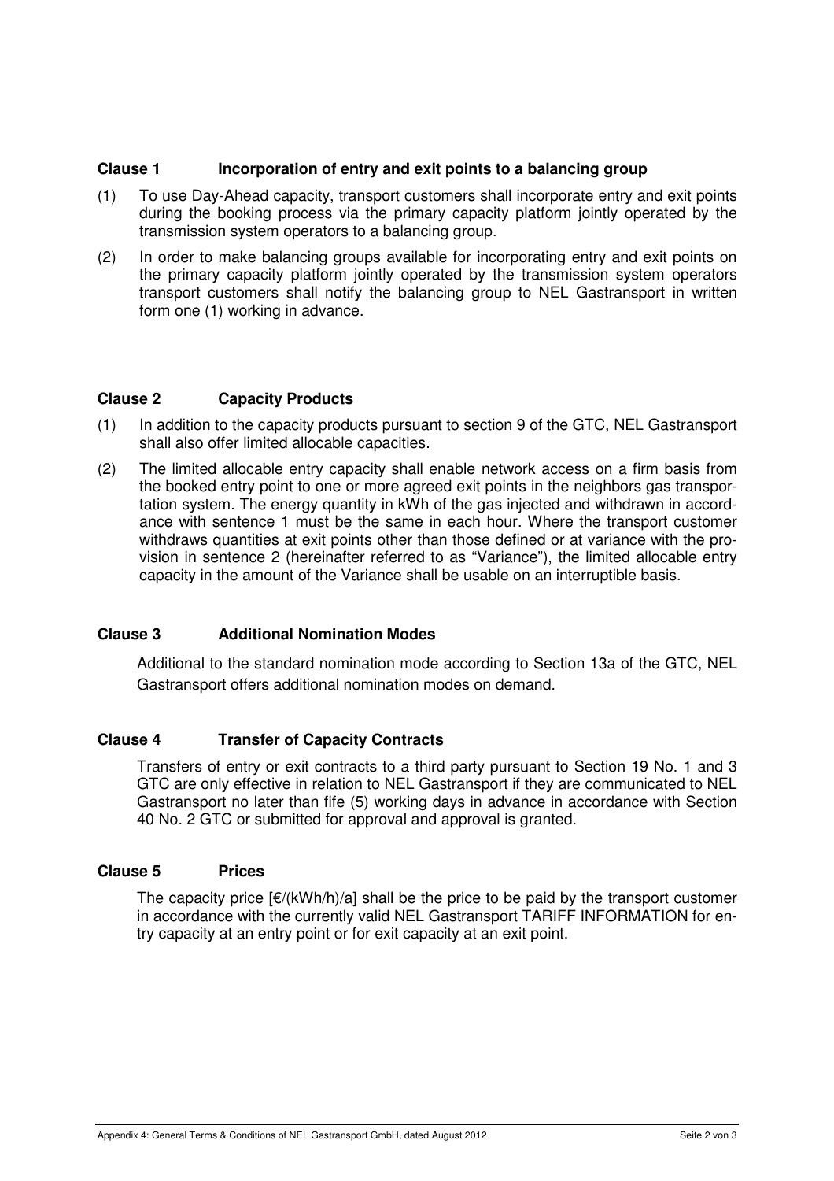## Clause 1 Incorporation of entry and exit points to a balancing group

(1) To use Day-Ahead capacity, transport customers shall incorporate entry and exit points during the booking process via the primary capacity platform jointly operated by the transmission system operators to a balancing group.

(2) In order to make balancing groups available for incorporating entry and exit points on the primary capacity platform jointly operated by the transmission system operators transport customers shall notify the balancing group to NEL Gastransport in written form one (1) working in advance.

## Clause 2 Capacity Products

(1) In addition to the capacity products pursuant to section 9 of the GTC, NEL Gastransport shall also offer limited allocable capacities.

(2) The limited allocable entry capacity shall enable network access on a firm basis from the booked entry point to one or more agreed exit points in the neighbors gas transportation system. The energy quantity in kWh of the gas injected and withdrawn in accordance with sentence 1 must be the same in each hour. Where the transport customer withdraws quantities at exit points other than those defined or at variance with the provision in sentence 2 (hereinafter referred to as "Variance"), the limited allocable entry capacity in the amount of the Variance shall be usable on an interruptible basis.

## Clause 3 Additional Nomination Modes

Additional to the standard nomination mode according to Section 13a of the GTC, NEL Gastransport offers additional nomination modes on demand.

## Clause 4 Transfer of Capacity Contracts

Transfers of entry or exit contracts to a third party pursuant to Section 19 No. 1 and 3 GTC are only effective in relation to NEL Gastransport if they are communicated to NEL Gastransport no later than fife (5) working days in advance in accordance with Section 40 No. 2 GTC or submitted for approval and approval is granted.

## Clause 5 Prices

The capacity price [€/(kWh/h)/a] shall be the price to be paid by the transport customer in accordance with the currently valid NEL Gastransport TARIFF INFORMATION for entry capacity at an entry point or for exit capacity at an exit point.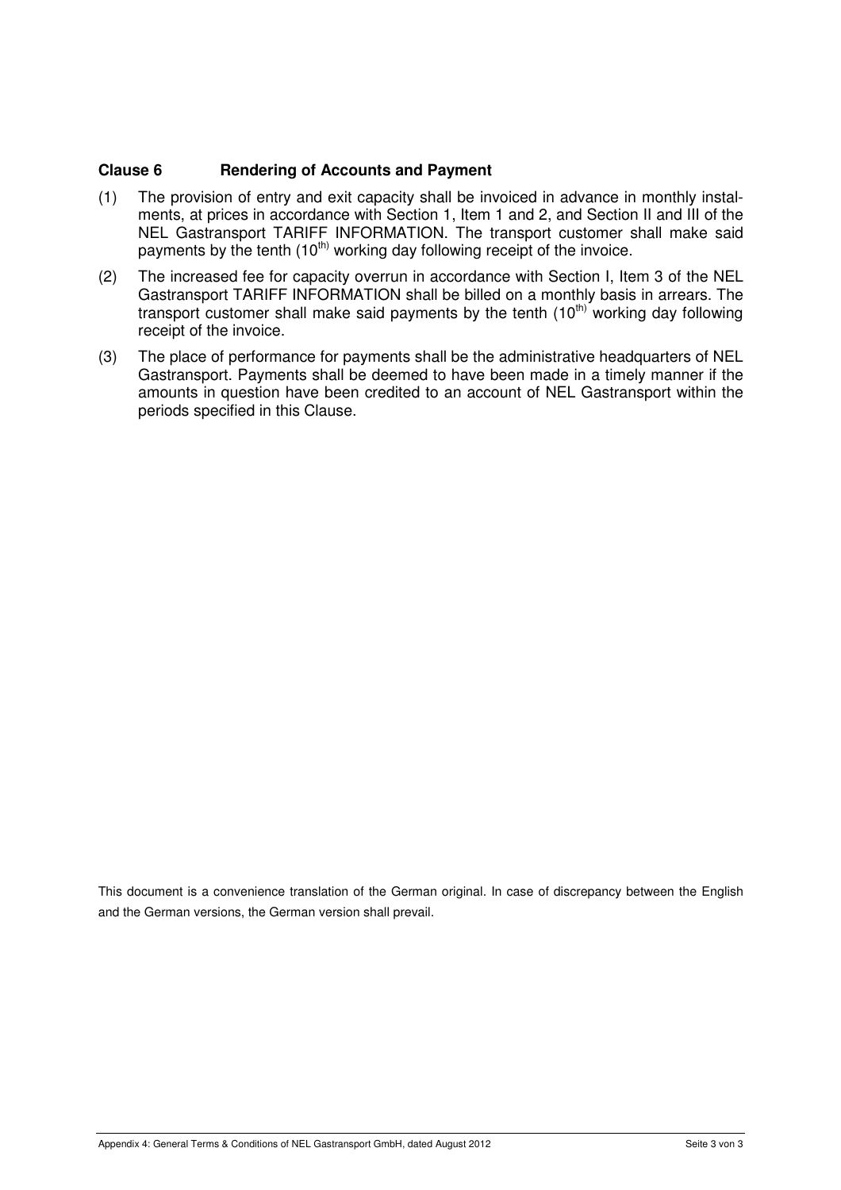**Clause 6 Rendering of Accounts and Payment**

(1) The provision of entry and exit capacity shall be invoiced in advance in monthly instalments, at prices in accordance with Section 1, Item 1 and 2, and Section II and III of the NEL Gastransport TARIFF INFORMATION. The transport customer shall make said payments by the tenth (10th) working day following receipt of the invoice.

(2) The increased fee for capacity overrun in accordance with Section I, Item 3 of the NEL Gastransport TARIFF INFORMATION shall be billed on a monthly basis in arrears. The transport customer shall make said payments by the tenth (10th) working day following receipt of the invoice.

(3) The place of performance for payments shall be the administrative headquarters of NEL Gastransport. Payments shall be deemed to have been made in a timely manner if the amounts in question have been credited to an account of NEL Gastransport within the periods specified in this Clause.

This document is a convenience translation of the German original. In case of discrepancy between the English and the German versions, the German version shall prevail.